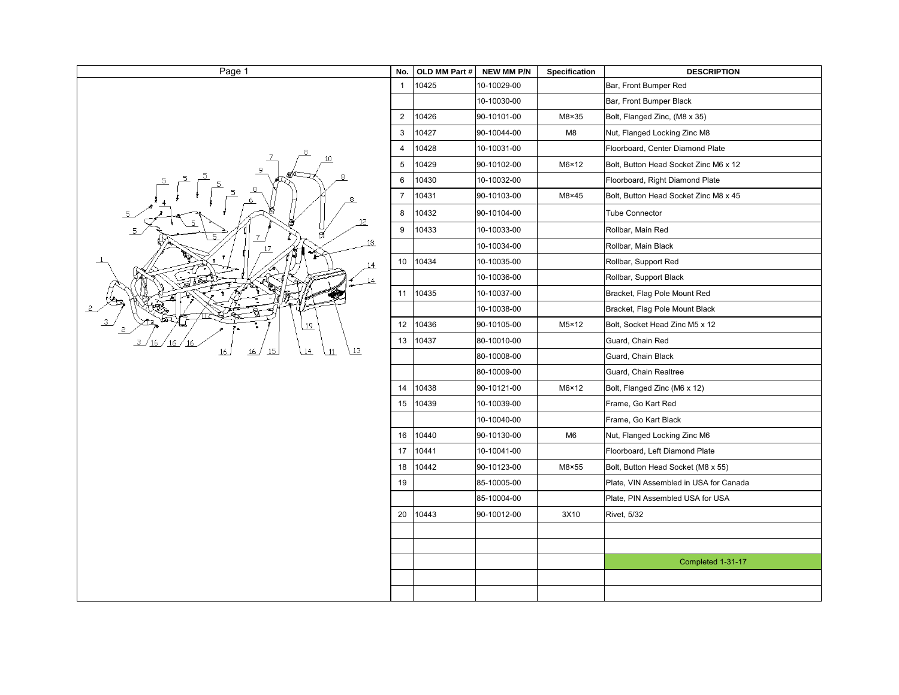| Page 1 | No. | OLD MM Part # | NEW MM P/N | Specification | DESCRIPTION |
|---|---|---|---|---|---|
| | 1 | 10425 | 10-10029-00 | | Bar, Front Bumper Red |
| | | | 10-10030-00 | | Bar, Front Bumper Black |
| | 2 | 10426 | 90-10101-00 | M8×35 | Bolt, Flanged Zinc, (M8 x 35) |
| | 3 | 10427 | 90-10044-00 | M8 | Nut, Flanged Locking Zinc M8 |
| | 4 | 10428 | 10-10031-00 | | Floorboard, Center Diamond Plate |
| | 5 | 10429 | 90-10102-00 | M6×12 | Bolt, Button Head Socket Zinc M6 x 12 |
| | 6 | 10430 | 10-10032-00 | | Floorboard, Right Diamond Plate |
| | 7 | 10431 | 90-10103-00 | M8×45 | Bolt, Button Head Socket Zinc M8 x 45 |
| | 8 | 10432 | 90-10104-00 | | Tube Connector |
| | 9 | 10433 | 10-10033-00 | | Rollbar, Main Red |
| | | | 10-10034-00 | | Rollbar, Main Black |
| | 10 | 10434 | 10-10035-00 | | Rollbar, Support Red |
| | | | 10-10036-00 | | Rollbar, Support Black |
| | 11 | 10435 | 10-10037-00 | | Bracket, Flag Pole Mount Red |
| | | | 10-10038-00 | | Bracket, Flag Pole Mount Black |
| | 12 | 10436 | 90-10105-00 | M5×12 | Bolt, Socket Head Zinc M5 x 12 |
| | 13 | 10437 | 80-10010-00 | | Guard, Chain Red |
| | | | 80-10008-00 | | Guard, Chain Black |
| | | | 80-10009-00 | | Guard, Chain Realtree |
| | 14 | 10438 | 90-10121-00 | M6×12 | Bolt, Flanged Zinc (M6 x 12) |
| | 15 | 10439 | 10-10039-00 | | Frame, Go Kart Red |
| | | | 10-10040-00 | | Frame, Go Kart Black |
| | 16 | 10440 | 90-10130-00 | M6 | Nut, Flanged Locking Zinc M6 |
| | 17 | 10441 | 10-10041-00 | | Floorboard, Left Diamond Plate |
| | 18 | 10442 | 90-10123-00 | M8×55 | Bolt, Button Head Socket (M8 x 55) |
| | 19 | | 85-10005-00 | | Plate, VIN Assembled in USA for Canada |
| | | | 85-10004-00 | | Plate, PIN Assembled USA for USA |
| | 20 | 10443 | 90-10012-00 | 3X10 | Rivet, 5/32 |
| | | | | | |
| | | | | | |
| | | | | | Completed 1-31-17 |
| | | | | | |
| | | | | | |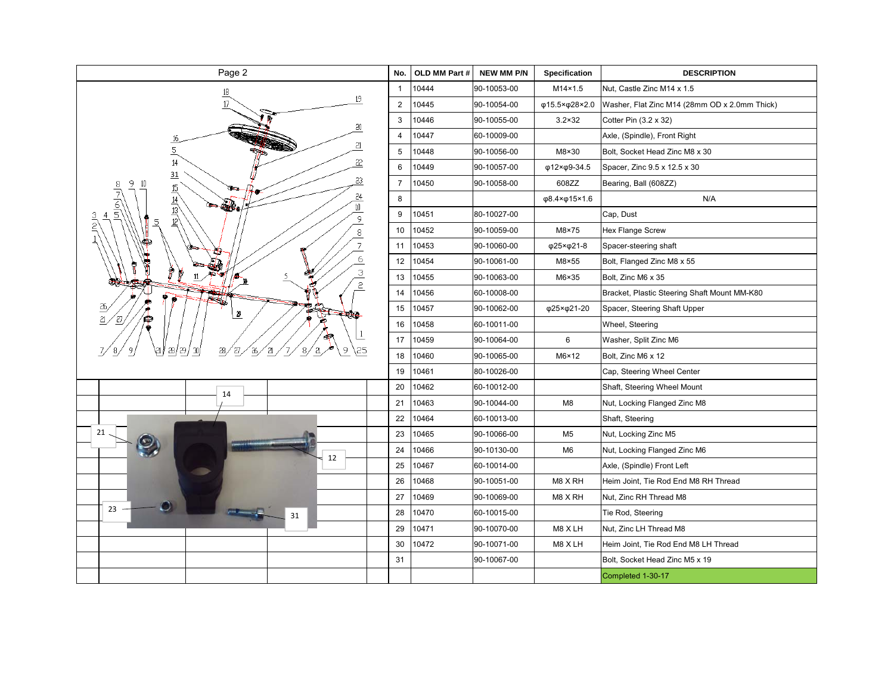Page 2

| No. | OLD MM Part # | NEW MM P/N | Specification | DESCRIPTION |
|---|---|---|---|---|
| 1 | 10444 | 90-10053-00 | M14×1.5 | Nut, Castle Zinc M14 x 1.5 |
| 2 | 10445 | 90-10054-00 | φ15.5×φ28×2.0 | Washer, Flat Zinc M14 (28mm OD x 2.0mm Thick) |
| 3 | 10446 | 90-10055-00 | 3.2×32 | Cotter Pin (3.2 x 32) |
| 4 | 10447 | 60-10009-00 | | Axle, (Spindle), Front Right |
| 5 | 10448 | 90-10056-00 | M8×30 | Bolt, Socket Head Zinc M8 x 30 |
| 6 | 10449 | 90-10057-00 | φ12×φ9-34.5 | Spacer, Zinc 9.5 x 12.5 x 30 |
| 7 | 10450 | 90-10058-00 | 608ZZ | Bearing, Ball (608ZZ) |
| 8 | | | φ8.4×φ15×1.6 | N/A |
| 9 | 10451 | 80-10027-00 | | Cap, Dust |
| 10 | 10452 | 90-10059-00 | M8×75 | Hex Flange Screw |
| 11 | 10453 | 90-10060-00 | φ25×φ21-8 | Spacer-steering shaft |
| 12 | 10454 | 90-10061-00 | M8×55 | Bolt, Flanged Zinc M8 x 55 |
| 13 | 10455 | 90-10063-00 | M6×35 | Bolt, Zinc M6 x 35 |
| 14 | 10456 | 60-10008-00 | | Bracket, Plastic Steering Shaft Mount MM-K80 |
| 15 | 10457 | 90-10062-00 | φ25×φ21-20 | Spacer, Steering Shaft Upper |
| 16 | 10458 | 60-10011-00 | | Wheel, Steering |
| 17 | 10459 | 90-10064-00 | 6 | Washer, Split Zinc M6 |
| 18 | 10460 | 90-10065-00 | M6×12 | Bolt, Zinc M6 x 12 |
| 19 | 10461 | 80-10026-00 | | Cap, Steering Wheel Center |
| 20 | 10462 | 60-10012-00 | | Shaft, Steering Wheel Mount |
| 21 | 10463 | 90-10044-00 | M8 | Nut, Locking Flanged Zinc M8 |
| 22 | 10464 | 60-10013-00 | | Shaft, Steering |
| 23 | 10465 | 90-10066-00 | M5 | Nut, Locking Zinc M5 |
| 24 | 10466 | 90-10130-00 | M6 | Nut, Locking Flanged Zinc M6 |
| 25 | 10467 | 60-10014-00 | | Axle, (Spindle) Front Left |
| 26 | 10468 | 90-10051-00 | M8 X RH | Heim Joint, Tie Rod End M8 RH Thread |
| 27 | 10469 | 90-10069-00 | M8 X RH | Nut, Zinc RH Thread M8 |
| 28 | 10470 | 60-10015-00 | | Tie Rod, Steering |
| 29 | 10471 | 90-10070-00 | M8 X LH | Nut, Zinc LH Thread M8 |
| 30 | 10472 | 90-10071-00 | M8 X LH | Heim Joint, Tie Rod End M8 LH Thread |
| 31 | | 90-10067-00 | | Bolt, Socket Head Zinc M5 x 19 |
| | | | | Completed 1-30-17 |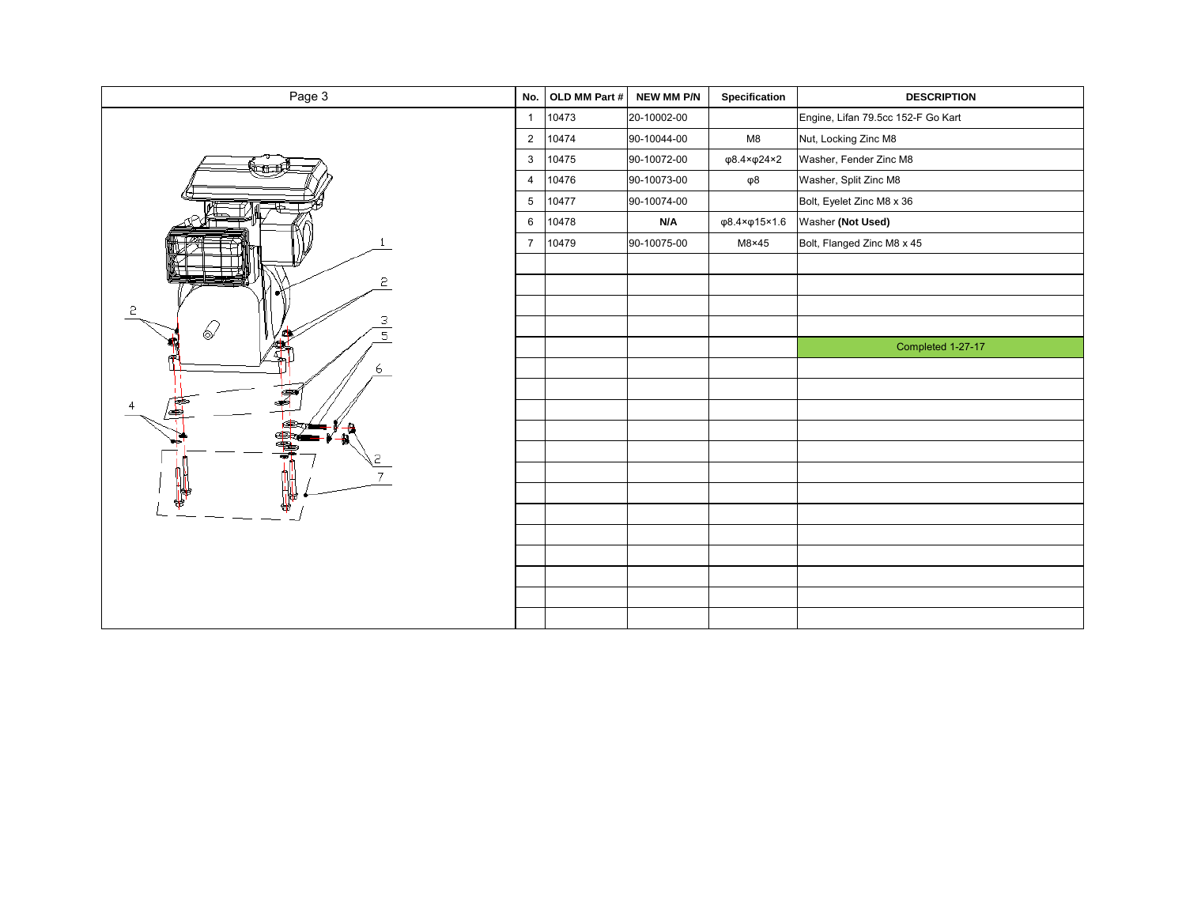## Page 3

| No. | OLD MM Part # | NEW MM P/N | Specification | DESCRIPTION |
|---|---|---|---|---|
| 1 | 10473 | 20-10002-00 | | Engine, Lifan 79.5cc 152-F Go Kart |
| 2 | 10474 | 90-10044-00 | M8 | Nut, Locking Zinc M8 |
| 3 | 10475 | 90-10072-00 | φ8.4×φ24×2 | Washer, Fender Zinc M8 |
| 4 | 10476 | 90-10073-00 | φ8 | Washer, Split Zinc M8 |
| 5 | 10477 | 90-10074-00 | | Bolt, Eyelet Zinc M8 x 36 |
| 6 | 10478 | **N/A** | φ8.4×φ15×1.6 | Washer **(Not Used)** |
| 7 | 10479 | 90-10075-00 | M8×45 | Bolt, Flanged Zinc M8 x 45 |
| | | | | |
| | | | | |
| | | | | |
| | | | | |
| | | | | Completed 1-27-17 |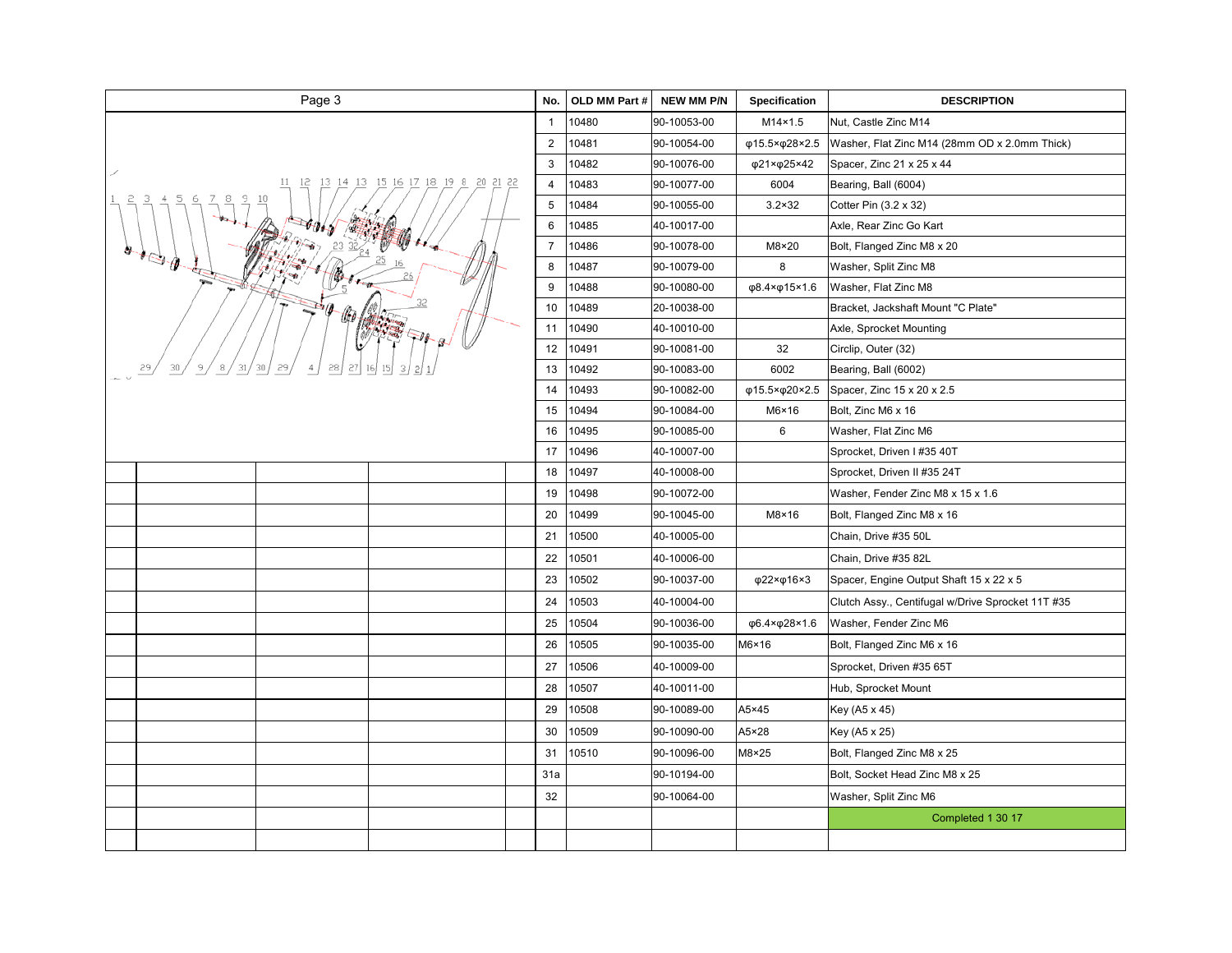Page 3

| No. | OLD MM Part # | NEW MM P/N | Specification | DESCRIPTION |
|---|---|---|---|---|
| 1 | 10480 | 90-10053-00 | M14×1.5 | Nut, Castle Zinc M14 |
| 2 | 10481 | 90-10054-00 | φ15.5×φ28×2.5 | Washer, Flat Zinc M14 (28mm OD x 2.0mm Thick) |
| 3 | 10482 | 90-10076-00 | φ21×φ25×42 | Spacer, Zinc 21 x 25 x 44 |
| 4 | 10483 | 90-10077-00 | 6004 | Bearing, Ball (6004) |
| 5 | 10484 | 90-10055-00 | 3.2×32 | Cotter Pin (3.2 x 32) |
| 6 | 10485 | 40-10017-00 | | Axle, Rear Zinc Go Kart |
| 7 | 10486 | 90-10078-00 | M8×20 | Bolt, Flanged Zinc M8 x 20 |
| 8 | 10487 | 90-10079-00 | 8 | Washer, Split Zinc M8 |
| 9 | 10488 | 90-10080-00 | φ8.4×φ15×1.6 | Washer, Flat Zinc M8 |
| 10 | 10489 | 20-10038-00 | | Bracket, Jackshaft Mount "C Plate" |
| 11 | 10490 | 40-10010-00 | | Axle, Sprocket Mounting |
| 12 | 10491 | 90-10081-00 | 32 | Circlip, Outer (32) |
| 13 | 10492 | 90-10083-00 | 6002 | Bearing, Ball (6002) |
| 14 | 10493 | 90-10082-00 | φ15.5×φ20×2.5 | Spacer, Zinc 15 x 20 x 2.5 |
| 15 | 10494 | 90-10084-00 | M6×16 | Bolt, Zinc M6 x 16 |
| 16 | 10495 | 90-10085-00 | 6 | Washer, Flat Zinc M6 |
| 17 | 10496 | 40-10007-00 | | Sprocket, Driven I #35 40T |
| 18 | 10497 | 40-10008-00 | | Sprocket, Driven II #35 24T |
| 19 | 10498 | 90-10072-00 | | Washer, Fender Zinc M8 x 15 x 1.6 |
| 20 | 10499 | 90-10045-00 | M8×16 | Bolt, Flanged Zinc M8 x 16 |
| 21 | 10500 | 40-10005-00 | | Chain, Drive #35 50L |
| 22 | 10501 | 40-10006-00 | | Chain, Drive #35 82L |
| 23 | 10502 | 90-10037-00 | φ22×φ16×3 | Spacer, Engine Output Shaft 15 x 22 x 5 |
| 24 | 10503 | 40-10004-00 | | Clutch Assy., Centifugal w/Drive Sprocket 11T #35 |
| 25 | 10504 | 90-10036-00 | φ6.4×φ28×1.6 | Washer, Fender Zinc M6 |
| 26 | 10505 | 90-10035-00 | M6×16 | Bolt, Flanged Zinc M6 x 16 |
| 27 | 10506 | 40-10009-00 | | Sprocket, Driven #35 65T |
| 28 | 10507 | 40-10011-00 | | Hub, Sprocket Mount |
| 29 | 10508 | 90-10089-00 | A5×45 | Key (A5 x 45) |
| 30 | 10509 | 90-10090-00 | A5×28 | Key (A5 x 25) |
| 31 | 10510 | 90-10096-00 | M8×25 | Bolt, Flanged Zinc M8 x 25 |
| 31a | | 90-10194-00 | | Bolt, Socket Head Zinc M8 x 25 |
| 32 | | 90-10064-00 | | Washer, Split Zinc M6 |
| | | | | Completed 1 30 17 |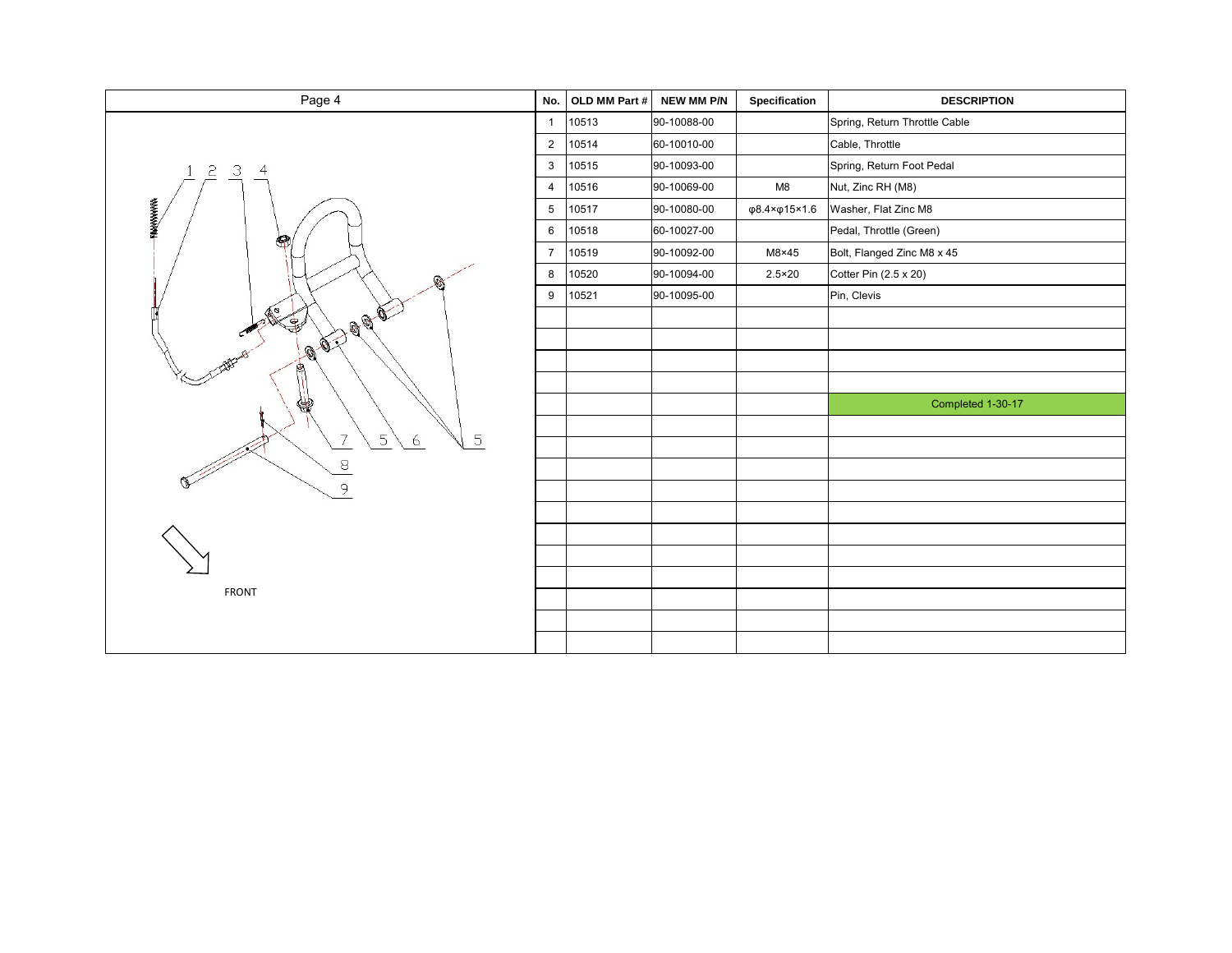## Page 4

| No. | OLD MM Part # | NEW MM P/N | Specification | DESCRIPTION |
|---|---|---|---|---|
| 1 | 10513 | 90-10088-00 | | Spring, Return Throttle Cable |
| 2 | 10514 | 60-10010-00 | | Cable, Throttle |
| 3 | 10515 | 90-10093-00 | | Spring, Return Foot Pedal |
| 4 | 10516 | 90-10069-00 | M8 | Nut, Zinc RH (M8) |
| 5 | 10517 | 90-10080-00 | φ8.4×φ15×1.6 | Washer, Flat Zinc M8 |
| 6 | 10518 | 60-10027-00 | | Pedal, Throttle (Green) |
| 7 | 10519 | 90-10092-00 | M8×45 | Bolt, Flanged Zinc M8 x 45 |
| 8 | 10520 | 90-10094-00 | 2.5×20 | Cotter Pin (2.5 x 20) |
| 9 | 10521 | 90-10095-00 | | Pin, Clevis |
| | | | | Completed 1-30-17 |

1 2 3 4

7 5 6 5

8

9

FRONT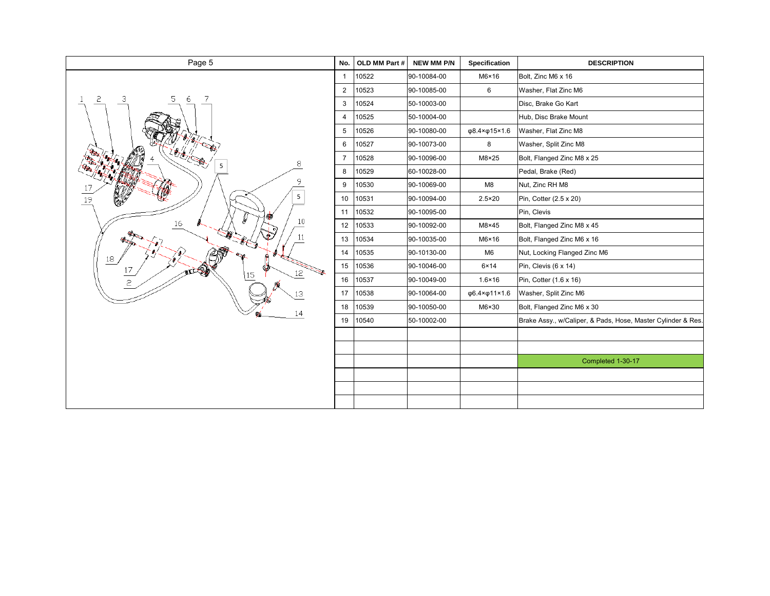Page 5

| No. | OLD MM Part # | NEW MM P/N | Specification | DESCRIPTION |
|---|---|---|---|---|
| 1 | 10522 | 90-10084-00 | M6×16 | Bolt, Zinc M6 x 16 |
| 2 | 10523 | 90-10085-00 | 6 | Washer, Flat Zinc M6 |
| 3 | 10524 | 50-10003-00 | | Disc, Brake Go Kart |
| 4 | 10525 | 50-10004-00 | | Hub, Disc Brake Mount |
| 5 | 10526 | 90-10080-00 | φ8.4×φ15×1.6 | Washer, Flat Zinc M8 |
| 6 | 10527 | 90-10073-00 | 8 | Washer, Split Zinc M8 |
| 7 | 10528 | 90-10096-00 | M8×25 | Bolt, Flanged Zinc M8 x 25 |
| 8 | 10529 | 60-10028-00 | | Pedal, Brake (Red) |
| 9 | 10530 | 90-10069-00 | M8 | Nut, Zinc RH M8 |
| 10 | 10531 | 90-10094-00 | 2.5×20 | Pin, Cotter (2.5 x 20) |
| 11 | 10532 | 90-10095-00 | | Pin, Clevis |
| 12 | 10533 | 90-10092-00 | M8×45 | Bolt, Flanged Zinc M8 x 45 |
| 13 | 10534 | 90-10035-00 | M6×16 | Bolt, Flanged Zinc M6 x 16 |
| 14 | 10535 | 90-10130-00 | M6 | Nut, Locking Flanged Zinc M6 |
| 15 | 10536 | 90-10046-00 | 6×14 | Pin, Clevis (6 x 14) |
| 16 | 10537 | 90-10049-00 | 1.6×16 | Pin, Cotter (1.6 x 16) |
| 17 | 10538 | 90-10064-00 | φ6.4×φ11×1.6 | Washer, Split Zinc M6 |
| 18 | 10539 | 90-10050-00 | M6×30 | Bolt, Flanged Zinc M6 x 30 |
| 19 | 10540 | 50-10002-00 | | Brake Assy., w/Caliper, & Pads, Hose, Master Cylinder & Res. |
| | | | | |
| | | | | |
| | | | | Completed 1-30-17 |
| | | | | |
| | | | | |
| | | | | |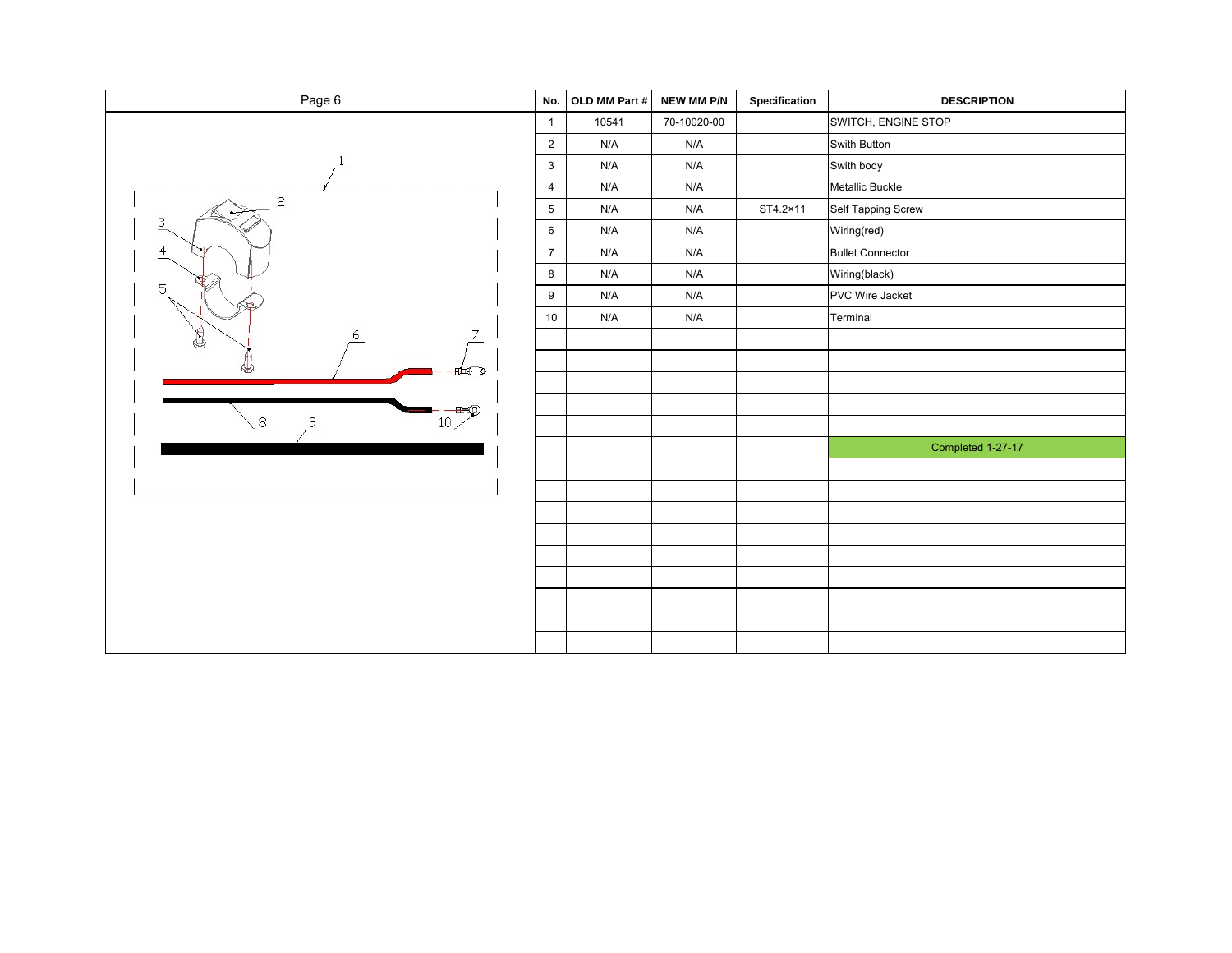Page 6

| No. | OLD MM Part # | NEW MM P/N | Specification | DESCRIPTION |
|---|---|---|---|---|
| 1 | 10541 | 70-10020-00 | | SWITCH, ENGINE STOP |
| 2 | N/A | N/A | | Swith Button |
| 3 | N/A | N/A | | Swith body |
| 4 | N/A | N/A | | Metallic Buckle |
| 5 | N/A | N/A | ST4.2×11 | Self Tapping Screw |
| 6 | N/A | N/A | | Wiring(red) |
| 7 | N/A | N/A | | Bullet Connector |
| 8 | N/A | N/A | | Wiring(black) |
| 9 | N/A | N/A | | PVC Wire Jacket |
| 10 | N/A | N/A | | Terminal |
| | | | | Completed 1-27-17 |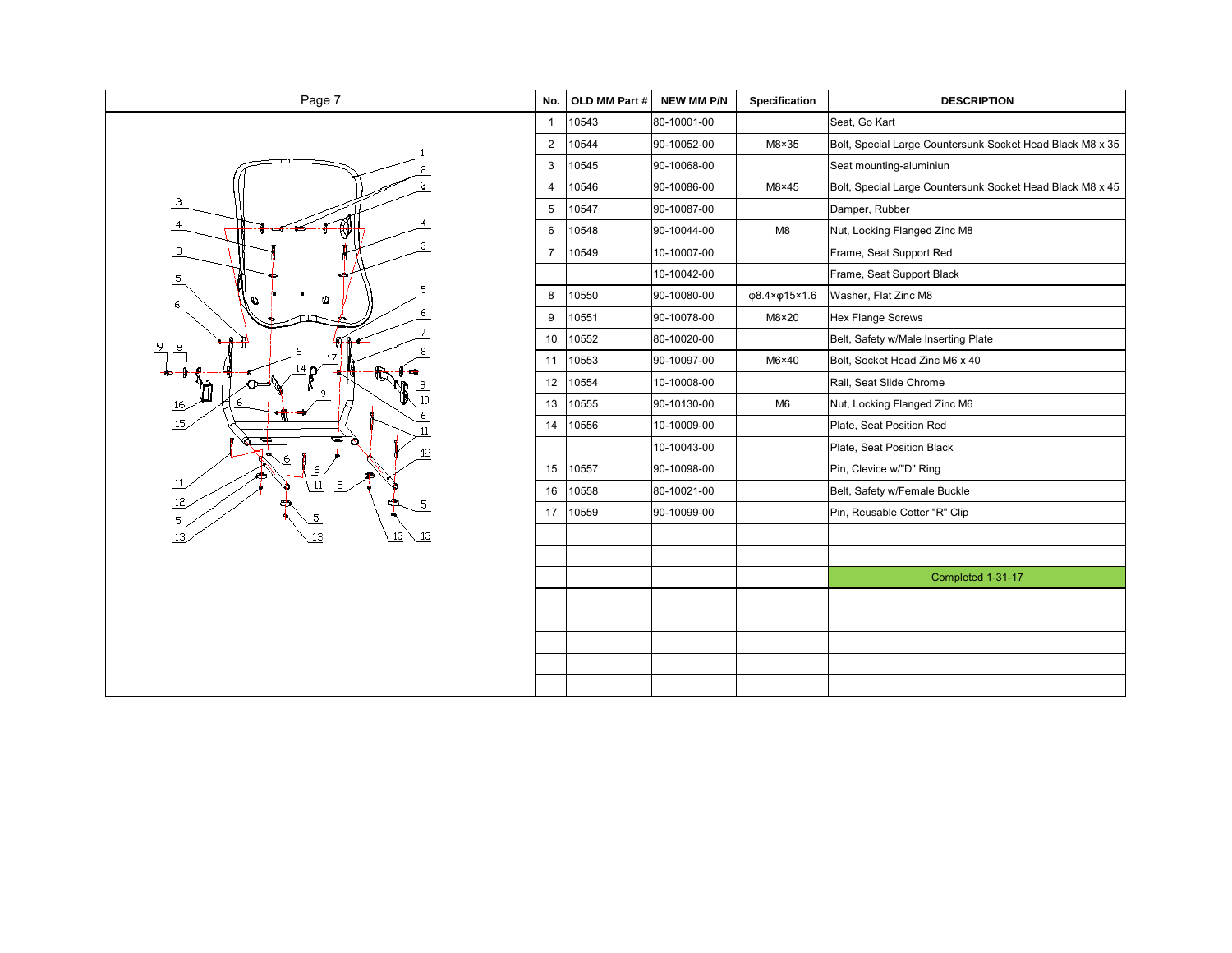## Page 7

| No. | OLD MM Part # | NEW MM P/N | Specification | DESCRIPTION |
|---|---|---|---|---|
| 1 | 10543 | 80-10001-00 | | Seat, Go Kart |
| 2 | 10544 | 90-10052-00 | M8×35 | Bolt, Special Large Countersunk Socket Head Black M8 x 35 |
| 3 | 10545 | 90-10068-00 | | Seat mounting-aluminiun |
| 4 | 10546 | 90-10086-00 | M8×45 | Bolt, Special Large Countersunk Socket Head Black M8 x 45 |
| 5 | 10547 | 90-10087-00 | | Damper, Rubber |
| 6 | 10548 | 90-10044-00 | M8 | Nut, Locking Flanged Zinc M8 |
| 7 | 10549 | 10-10007-00 | | Frame, Seat Support Red |
| | | 10-10042-00 | | Frame, Seat Support Black |
| 8 | 10550 | 90-10080-00 | φ8.4×φ15×1.6 | Washer, Flat Zinc M8 |
| 9 | 10551 | 90-10078-00 | M8×20 | Hex Flange Screws |
| 10 | 10552 | 80-10020-00 | | Belt, Safety w/Male Inserting Plate |
| 11 | 10553 | 90-10097-00 | M6×40 | Bolt, Socket Head Zinc M6 x 40 |
| 12 | 10554 | 10-10008-00 | | Rail, Seat Slide Chrome |
| 13 | 10555 | 90-10130-00 | M6 | Nut, Locking Flanged Zinc M6 |
| 14 | 10556 | 10-10009-00 | | Plate, Seat Position Red |
| | | 10-10043-00 | | Plate, Seat Position Black |
| 15 | 10557 | 90-10098-00 | | Pin, Clevice w/"D" Ring |
| 16 | 10558 | 80-10021-00 | | Belt, Safety w/Female Buckle |
| 17 | 10559 | 90-10099-00 | | Pin, Reusable Cotter "R" Clip |
| | | | | |
| | | | | |
| | | | | Completed 1-31-17 |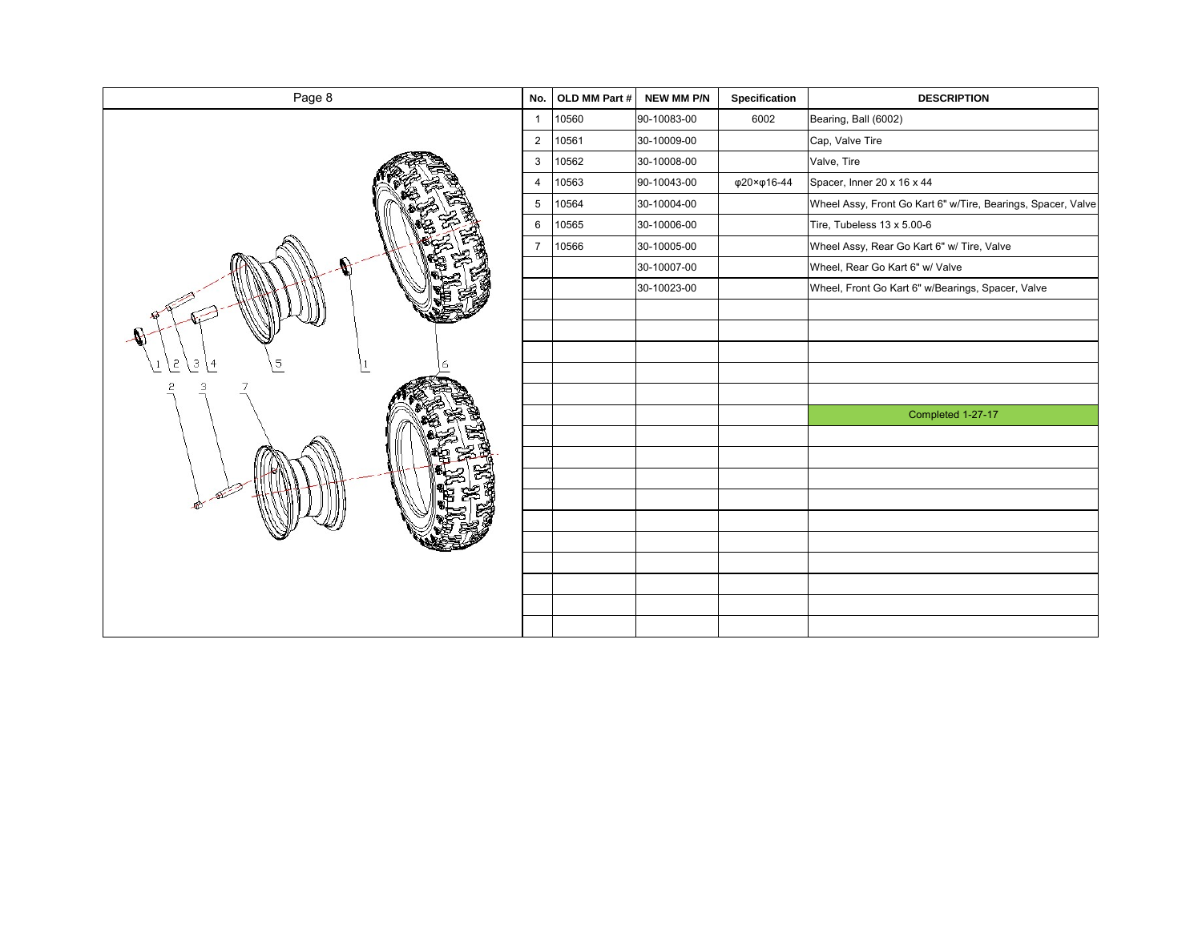## Page 8

| No. | OLD MM Part # | NEW MM P/N | Specification | DESCRIPTION |
|---|---|---|---|---|
| 1 | 10560 | 90-10083-00 | 6002 | Bearing, Ball (6002) |
| 2 | 10561 | 30-10009-00 | | Cap, Valve Tire |
| 3 | 10562 | 30-10008-00 | | Valve, Tire |
| 4 | 10563 | 90-10043-00 | φ20×φ16-44 | Spacer, Inner 20 x 16 x 44 |
| 5 | 10564 | 30-10004-00 | | Wheel Assy, Front Go Kart 6" w/Tire, Bearings, Spacer, Valve |
| 6 | 10565 | 30-10006-00 | | Tire, Tubeless 13 x 5.00-6 |
| 7 | 10566 | 30-10005-00 | | Wheel Assy, Rear Go Kart 6" w/ Tire, Valve |
| | | 30-10007-00 | | Wheel, Rear Go Kart 6" w/ Valve |
| | | 30-10023-00 | | Wheel, Front Go Kart 6" w/Bearings, Spacer, Valve |
| | | | | Completed 1-27-17 |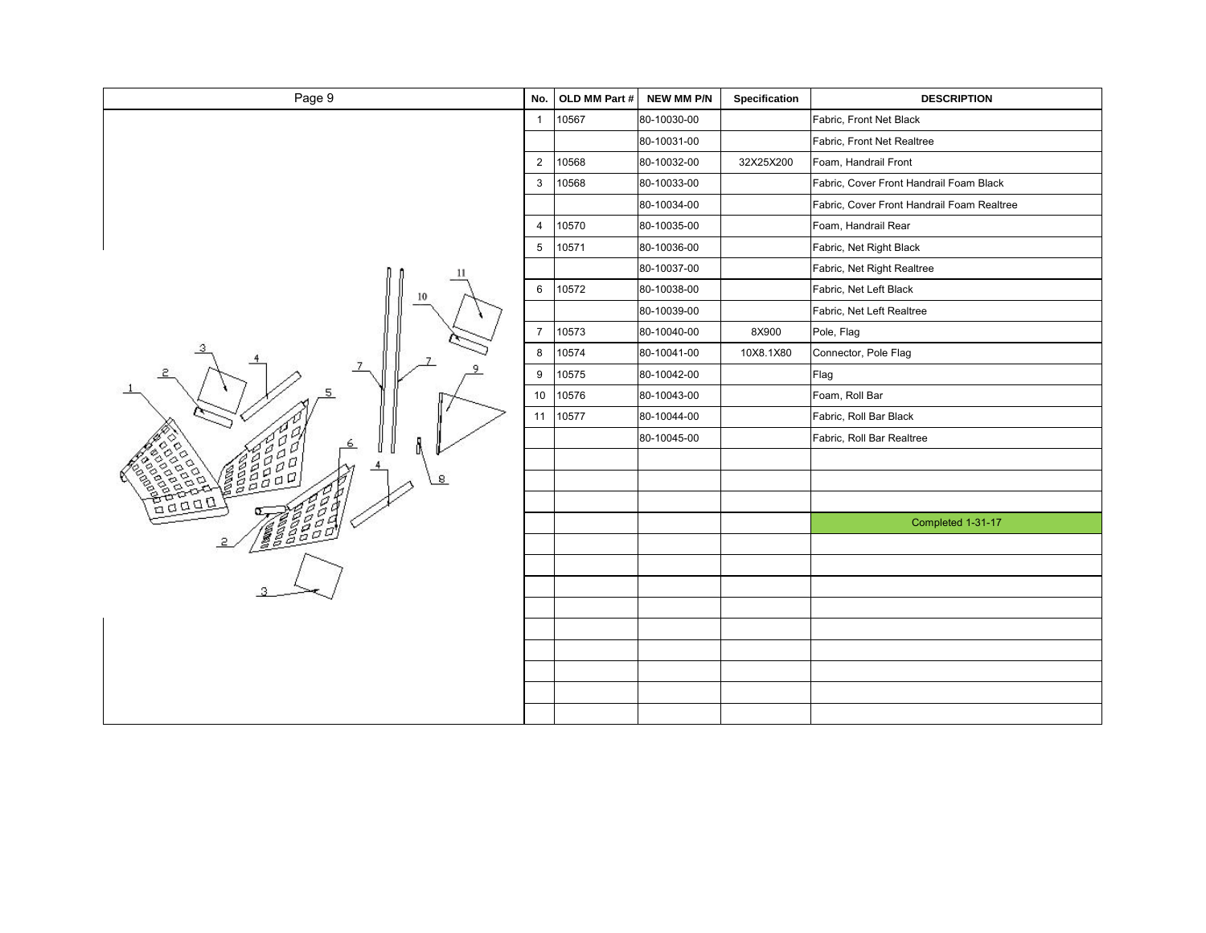| Page 9 | No. | OLD MM Part # | NEW MM P/N | Specification | DESCRIPTION |
|---|---|---|---|---|---|
| | 1 | 10567 | 80-10030-00 | | Fabric, Front Net Black |
| | | | 80-10031-00 | | Fabric, Front Net Realtree |
| | 2 | 10568 | 80-10032-00 | 32X25X200 | Foam, Handrail Front |
| | 3 | 10568 | 80-10033-00 | | Fabric, Cover Front Handrail Foam Black |
| | | | 80-10034-00 | | Fabric, Cover Front Handrail Foam Realtree |
| | 4 | 10570 | 80-10035-00 | | Foam, Handrail Rear |
| | 5 | 10571 | 80-10036-00 | | Fabric, Net Right Black |
| | | | 80-10037-00 | | Fabric, Net Right Realtree |
| | 6 | 10572 | 80-10038-00 | | Fabric, Net Left Black |
| | | | 80-10039-00 | | Fabric, Net Left Realtree |
| | 7 | 10573 | 80-10040-00 | 8X900 | Pole, Flag |
| | 8 | 10574 | 80-10041-00 | 10X8.1X80 | Connector, Pole Flag |
| | 9 | 10575 | 80-10042-00 | | Flag |
| | 10 | 10576 | 80-10043-00 | | Foam, Roll Bar |
| | 11 | 10577 | 80-10044-00 | | Fabric, Roll Bar Black |
| | | | 80-10045-00 | | Fabric, Roll Bar Realtree |
| | | | | | Completed 1-31-17 |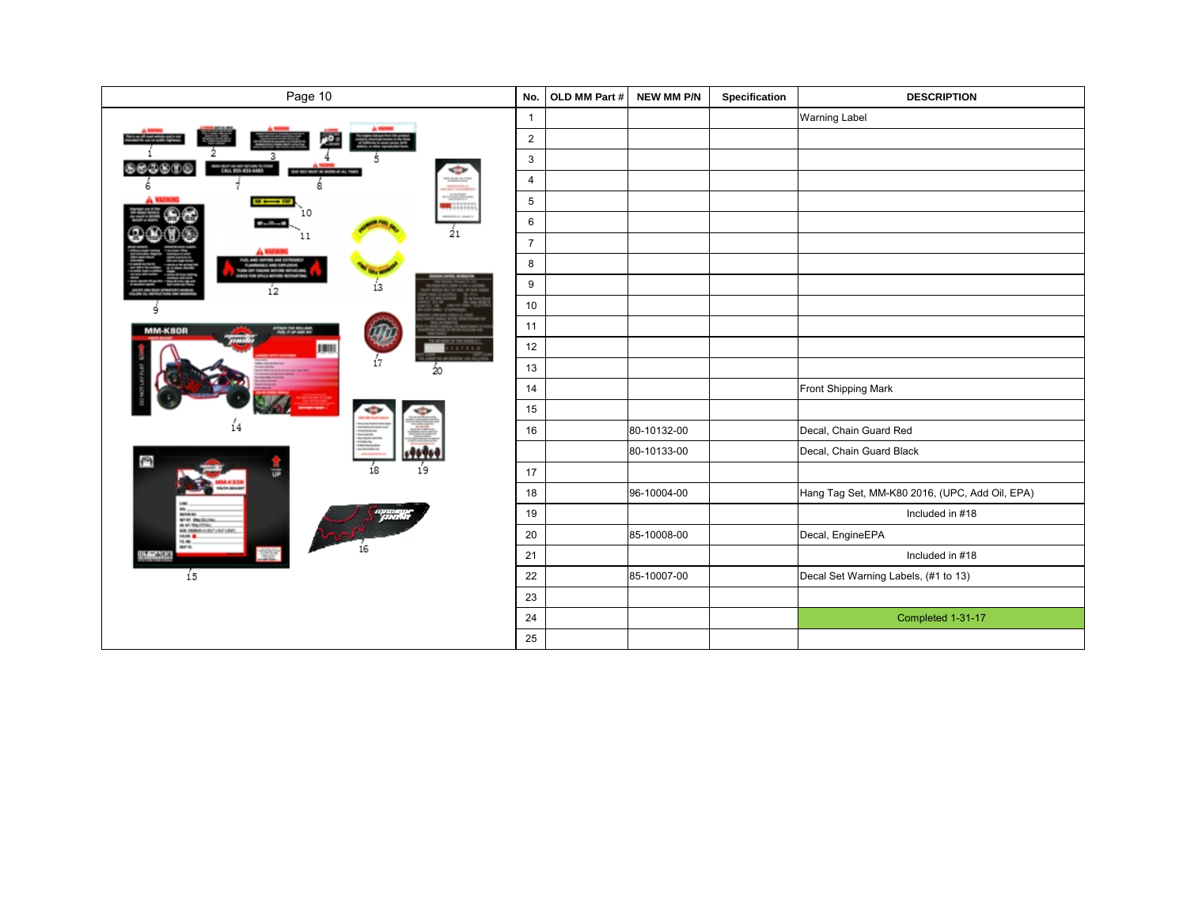Page 10

| No. | OLD MM Part # | NEW MM P/N | Specification | DESCRIPTION |
|---|---|---|---|---|
| 1 | | | | Warning Label |
| 2 | | | | |
| 3 | | | | |
| 4 | | | | |
| 5 | | | | |
| 6 | | | | |
| 7 | | | | |
| 8 | | | | |
| 9 | | | | |
| 10 | | | | |
| 11 | | | | |
| 12 | | | | |
| 13 | | | | |
| 14 | | | | Front Shipping Mark |
| 15 | | | | |
| 16 | | 80-10132-00 | | Decal, Chain Guard Red |
| | | 80-10133-00 | | Decal, Chain Guard Black |
| 17 | | | | |
| 18 | | 96-10004-00 | | Hang Tag Set, MM-K80 2016, (UPC, Add Oil, EPA) |
| 19 | | | | Included in #18 |
| 20 | | 85-10008-00 | | Decal, EngineEPA |
| 21 | | | | Included in #18 |
| 22 | | 85-10007-00 | | Decal Set Warning Labels, (#1 to 13) |
| 23 | | | | |
| 24 | | | | Completed 1-31-17 |
| 25 | | | | |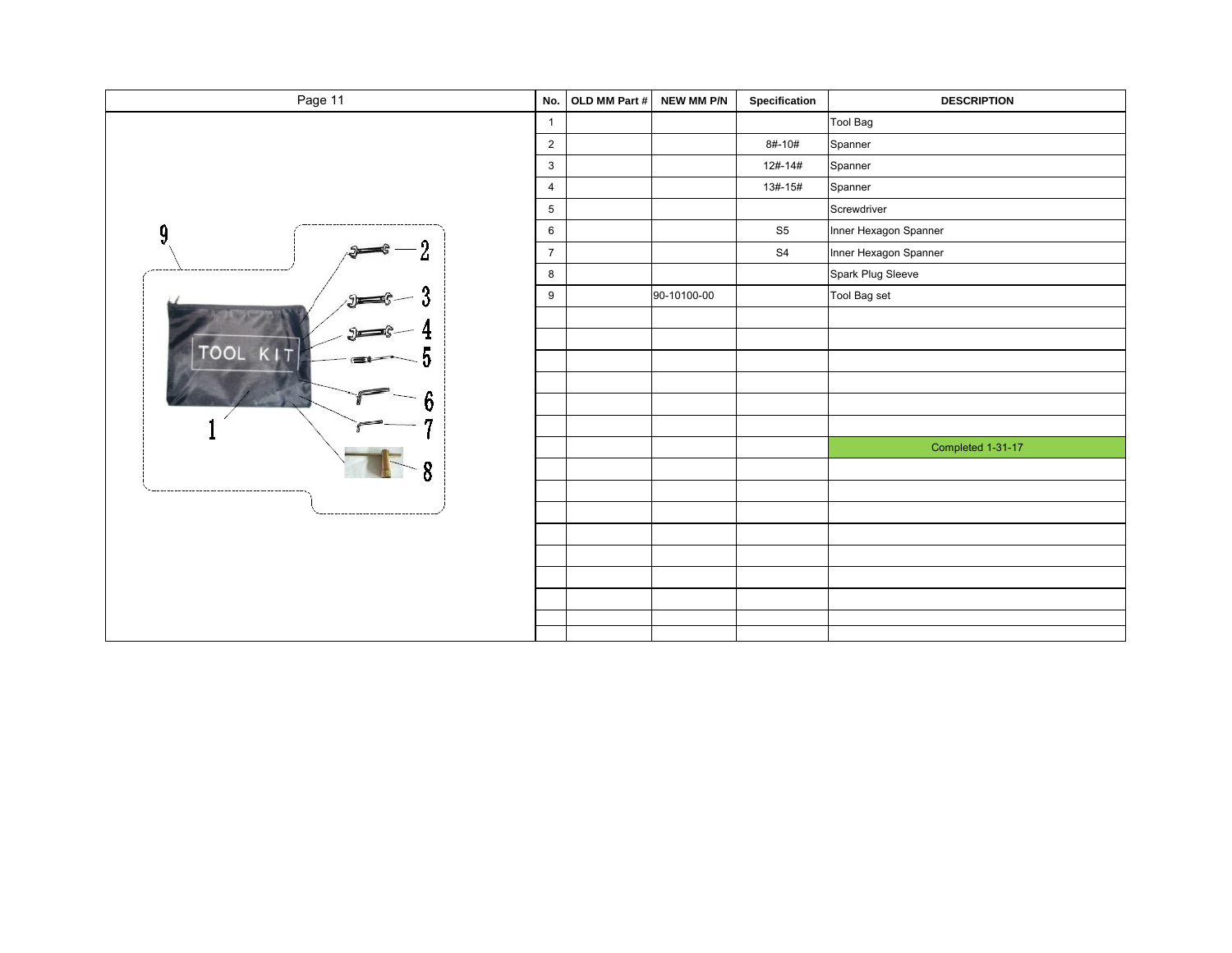Page 11

| No. | OLD MM Part # | NEW MM P/N | Specification | DESCRIPTION |
|---|---|---|---|---|
| 1 | | | | Tool Bag |
| 2 | | | 8#-10# | Spanner |
| 3 | | | 12#-14# | Spanner |
| 4 | | | 13#-15# | Spanner |
| 5 | | | | Screwdriver |
| 6 | | | S5 | Inner Hexagon Spanner |
| 7 | | | S4 | Inner Hexagon Spanner |
| 8 | | | | Spark Plug Sleeve |
| 9 | | 90-10100-00 | | Tool Bag set |
| | | | | |
| | | | | |
| | | | | |
| | | | | |
| | | | | |
| | | | | |
| | | | | Completed 1-31-17 |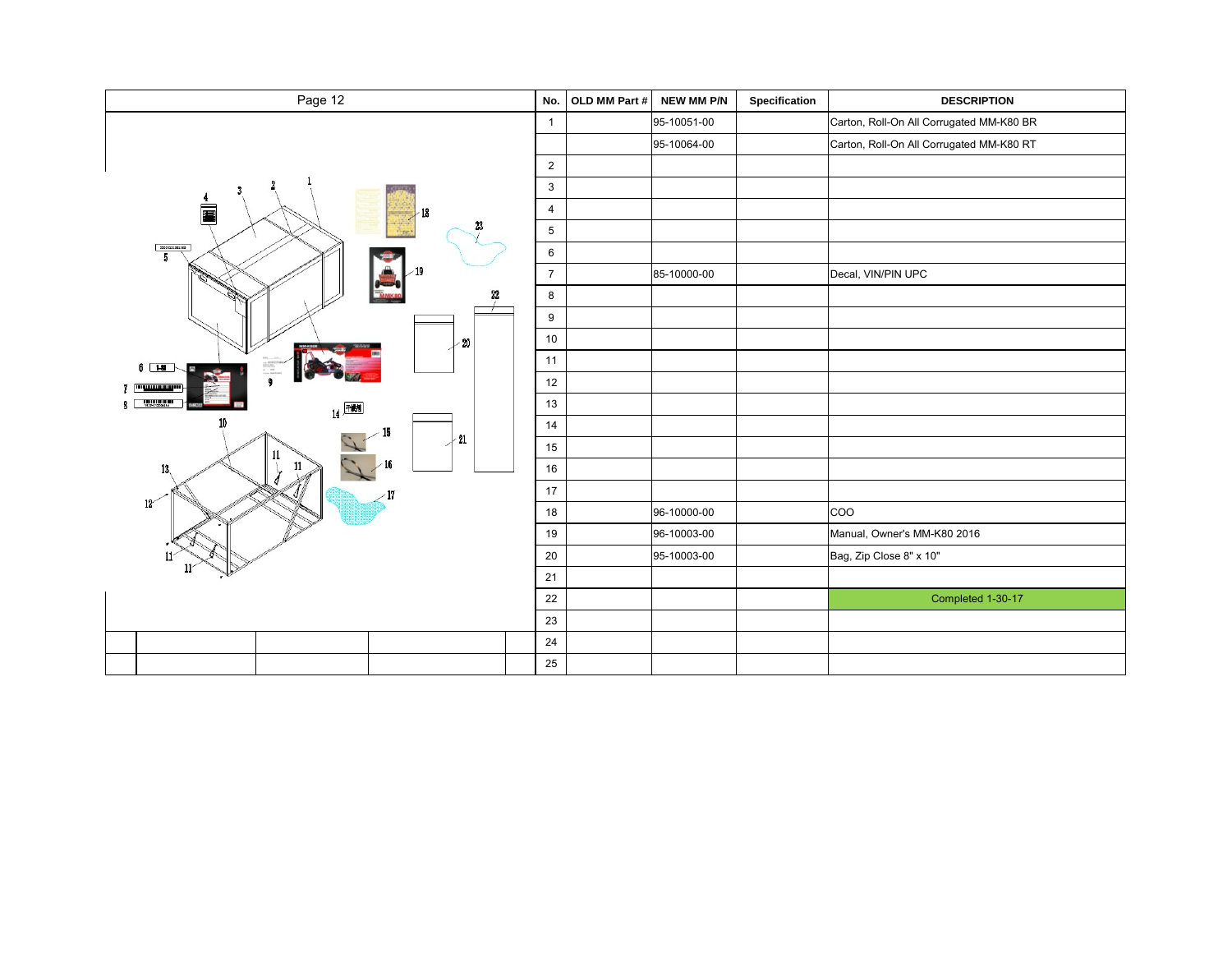Page 12

| No. | OLD MM Part # | NEW MM P/N | Specification | DESCRIPTION |
| --- | --- | --- | --- | --- |
| 1 | | 95-10051-00 | | Carton, Roll-On All Corrugated MM-K80 BR |
| | | 95-10064-00 | | Carton, Roll-On All Corrugated MM-K80 RT |
| 2 | | | | |
| 3 | | | | |
| 4 | | | | |
| 5 | | | | |
| 6 | | | | |
| 7 | | 85-10000-00 | | Decal, VIN/PIN UPC |
| 8 | | | | |
| 9 | | | | |
| 10 | | | | |
| 11 | | | | |
| 12 | | | | |
| 13 | | | | |
| 14 | | | | |
| 15 | | | | |
| 16 | | | | |
| 17 | | | | |
| 18 | | 96-10000-00 | | COO |
| 19 | | 96-10003-00 | | Manual, Owner's MM-K80 2016 |
| 20 | | 95-10003-00 | | Bag, Zip Close 8" x 10" |
| 21 | | | | |
| 22 | | | | Completed 1-30-17 |
| 23 | | | | |
| 24 | | | | |
| 25 | | | | |